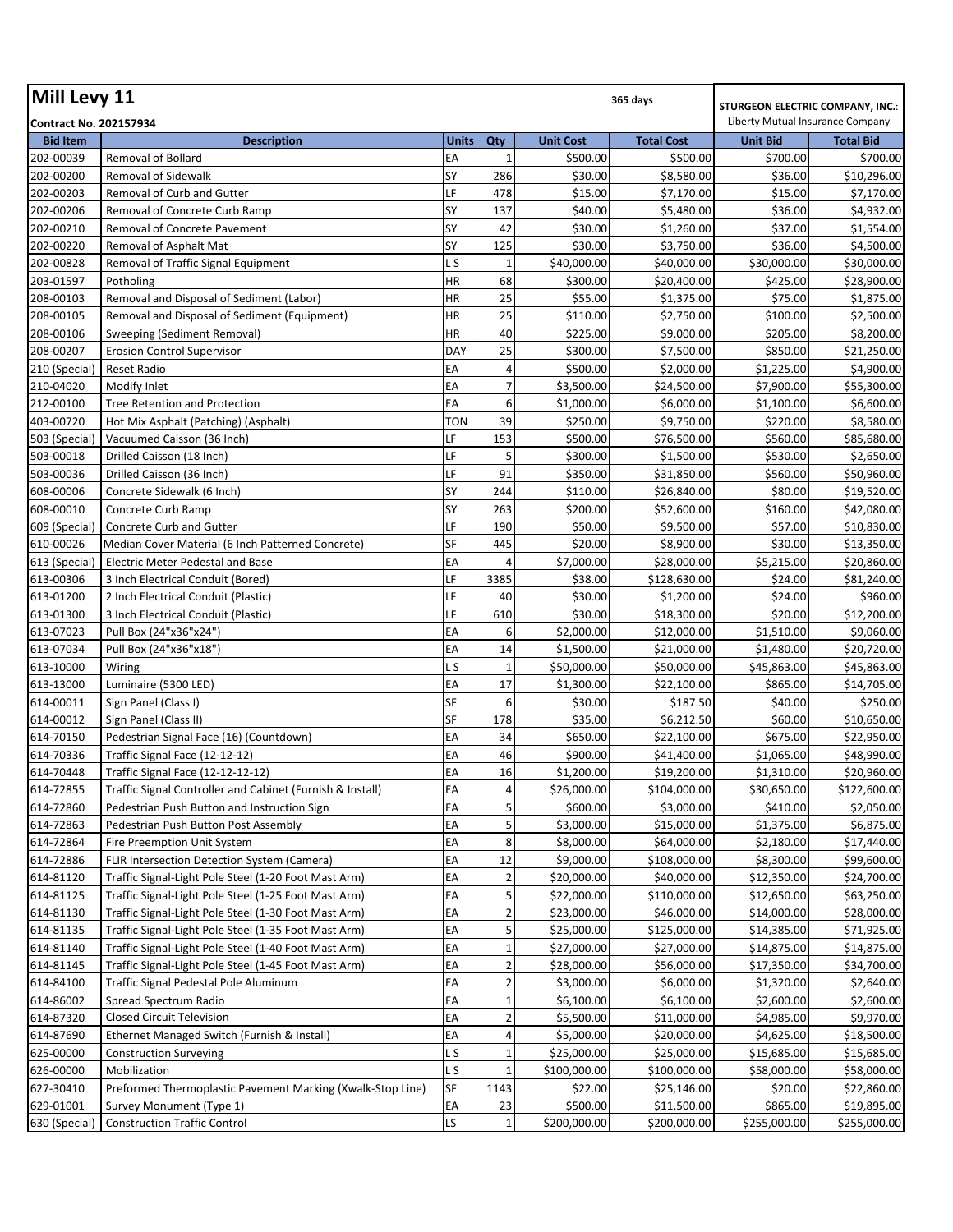# Mill Levy 11

**Contract No. 202157934**

365 days

**STURGEON ELECTRIC COMPANY, INC.:**
Liberty Mutual Insurance Company

| Bid Item | Description | Units | Qty | Unit Cost | Total Cost | Unit Bid | Total Bid |
|---|---|---|---|---|---|---|---|
| 202-00039 | Removal of Bollard | EA | 1 | $500.00 | $500.00 | $700.00 | $700.00 |
| 202-00200 | Removal of Sidewalk | SY | 286 | $30.00 | $8,580.00 | $36.00 | $10,296.00 |
| 202-00203 | Removal of Curb and Gutter | LF | 478 | $15.00 | $7,170.00 | $15.00 | $7,170.00 |
| 202-00206 | Removal of Concrete Curb Ramp | SY | 137 | $40.00 | $5,480.00 | $36.00 | $4,932.00 |
| 202-00210 | Removal of Concrete Pavement | SY | 42 | $30.00 | $1,260.00 | $37.00 | $1,554.00 |
| 202-00220 | Removal of Asphalt Mat | SY | 125 | $30.00 | $3,750.00 | $36.00 | $4,500.00 |
| 202-00828 | Removal of Traffic Signal Equipment | L S | 1 | $40,000.00 | $40,000.00 | $30,000.00 | $30,000.00 |
| 203-01597 | Potholing | HR | 68 | $300.00 | $20,400.00 | $425.00 | $28,900.00 |
| 208-00103 | Removal and Disposal of Sediment (Labor) | HR | 25 | $55.00 | $1,375.00 | $75.00 | $1,875.00 |
| 208-00105 | Removal and Disposal of Sediment (Equipment) | HR | 25 | $110.00 | $2,750.00 | $100.00 | $2,500.00 |
| 208-00106 | Sweeping (Sediment Removal) | HR | 40 | $225.00 | $9,000.00 | $205.00 | $8,200.00 |
| 208-00207 | Erosion Control Supervisor | DAY | 25 | $300.00 | $7,500.00 | $850.00 | $21,250.00 |
| 210 (Special) | Reset Radio | EA | 4 | $500.00 | $2,000.00 | $1,225.00 | $4,900.00 |
| 210-04020 | Modify Inlet | EA | 7 | $3,500.00 | $24,500.00 | $7,900.00 | $55,300.00 |
| 212-00100 | Tree Retention and Protection | EA | 6 | $1,000.00 | $6,000.00 | $1,100.00 | $6,600.00 |
| 403-00720 | Hot Mix Asphalt (Patching) (Asphalt) | TON | 39 | $250.00 | $9,750.00 | $220.00 | $8,580.00 |
| 503 (Special) | Vacuumed Caisson (36 Inch) | LF | 153 | $500.00 | $76,500.00 | $560.00 | $85,680.00 |
| 503-00018 | Drilled Caisson (18 Inch) | LF | 5 | $300.00 | $1,500.00 | $530.00 | $2,650.00 |
| 503-00036 | Drilled Caisson (36 Inch) | LF | 91 | $350.00 | $31,850.00 | $560.00 | $50,960.00 |
| 608-00006 | Concrete Sidewalk (6 Inch) | SY | 244 | $110.00 | $26,840.00 | $80.00 | $19,520.00 |
| 608-00010 | Concrete Curb Ramp | SY | 263 | $200.00 | $52,600.00 | $160.00 | $42,080.00 |
| 609 (Special) | Concrete Curb and Gutter | LF | 190 | $50.00 | $9,500.00 | $57.00 | $10,830.00 |
| 610-00026 | Median Cover Material (6 Inch Patterned Concrete) | SF | 445 | $20.00 | $8,900.00 | $30.00 | $13,350.00 |
| 613 (Special) | Electric Meter Pedestal and Base | EA | 4 | $7,000.00 | $28,000.00 | $5,215.00 | $20,860.00 |
| 613-00306 | 3 Inch Electrical Conduit (Bored) | LF | 3385 | $38.00 | $128,630.00 | $24.00 | $81,240.00 |
| 613-01200 | 2 Inch Electrical Conduit (Plastic) | LF | 40 | $30.00 | $1,200.00 | $24.00 | $960.00 |
| 613-01300 | 3 Inch Electrical Conduit (Plastic) | LF | 610 | $30.00 | $18,300.00 | $20.00 | $12,200.00 |
| 613-07023 | Pull Box (24"x36"x24") | EA | 6 | $2,000.00 | $12,000.00 | $1,510.00 | $9,060.00 |
| 613-07034 | Pull Box (24"x36"x18") | EA | 14 | $1,500.00 | $21,000.00 | $1,480.00 | $20,720.00 |
| 613-10000 | Wiring | L S | 1 | $50,000.00 | $50,000.00 | $45,863.00 | $45,863.00 |
| 613-13000 | Luminaire (5300 LED) | EA | 17 | $1,300.00 | $22,100.00 | $865.00 | $14,705.00 |
| 614-00011 | Sign Panel (Class I) | SF | 6 | $30.00 | $187.50 | $40.00 | $250.00 |
| 614-00012 | Sign Panel (Class II) | SF | 178 | $35.00 | $6,212.50 | $60.00 | $10,650.00 |
| 614-70150 | Pedestrian Signal Face (16) (Countdown) | EA | 34 | $650.00 | $22,100.00 | $675.00 | $22,950.00 |
| 614-70336 | Traffic Signal Face (12-12-12) | EA | 46 | $900.00 | $41,400.00 | $1,065.00 | $48,990.00 |
| 614-70448 | Traffic Signal Face (12-12-12-12) | EA | 16 | $1,200.00 | $19,200.00 | $1,310.00 | $20,960.00 |
| 614-72855 | Traffic Signal Controller and Cabinet (Furnish & Install) | EA | 4 | $26,000.00 | $104,000.00 | $30,650.00 | $122,600.00 |
| 614-72860 | Pedestrian Push Button and Instruction Sign | EA | 5 | $600.00 | $3,000.00 | $410.00 | $2,050.00 |
| 614-72863 | Pedestrian Push Button Post Assembly | EA | 5 | $3,000.00 | $15,000.00 | $1,375.00 | $6,875.00 |
| 614-72864 | Fire Preemption Unit System | EA | 8 | $8,000.00 | $64,000.00 | $2,180.00 | $17,440.00 |
| 614-72886 | FLIR Intersection Detection System (Camera) | EA | 12 | $9,000.00 | $108,000.00 | $8,300.00 | $99,600.00 |
| 614-81120 | Traffic Signal-Light Pole Steel (1-20 Foot Mast Arm) | EA | 2 | $20,000.00 | $40,000.00 | $12,350.00 | $24,700.00 |
| 614-81125 | Traffic Signal-Light Pole Steel (1-25 Foot Mast Arm) | EA | 5 | $22,000.00 | $110,000.00 | $12,650.00 | $63,250.00 |
| 614-81130 | Traffic Signal-Light Pole Steel (1-30 Foot Mast Arm) | EA | 2 | $23,000.00 | $46,000.00 | $14,000.00 | $28,000.00 |
| 614-81135 | Traffic Signal-Light Pole Steel (1-35 Foot Mast Arm) | EA | 5 | $25,000.00 | $125,000.00 | $14,385.00 | $71,925.00 |
| 614-81140 | Traffic Signal-Light Pole Steel (1-40 Foot Mast Arm) | EA | 1 | $27,000.00 | $27,000.00 | $14,875.00 | $14,875.00 |
| 614-81145 | Traffic Signal-Light Pole Steel (1-45 Foot Mast Arm) | EA | 2 | $28,000.00 | $56,000.00 | $17,350.00 | $34,700.00 |
| 614-84100 | Traffic Signal Pedestal Pole Aluminum | EA | 2 | $3,000.00 | $6,000.00 | $1,320.00 | $2,640.00 |
| 614-86002 | Spread Spectrum Radio | EA | 1 | $6,100.00 | $6,100.00 | $2,600.00 | $2,600.00 |
| 614-87320 | Closed Circuit Television | EA | 2 | $5,500.00 | $11,000.00 | $4,985.00 | $9,970.00 |
| 614-87690 | Ethernet Managed Switch (Furnish & Install) | EA | 4 | $5,000.00 | $20,000.00 | $4,625.00 | $18,500.00 |
| 625-00000 | Construction Surveying | L S | 1 | $25,000.00 | $25,000.00 | $15,685.00 | $15,685.00 |
| 626-00000 | Mobilization | L S | 1 | $100,000.00 | $100,000.00 | $58,000.00 | $58,000.00 |
| 627-30410 | Preformed Thermoplastic Pavement Marking (Xwalk-Stop Line) | SF | 1143 | $22.00 | $25,146.00 | $20.00 | $22,860.00 |
| 629-01001 | Survey Monument (Type 1) | EA | 23 | $500.00 | $11,500.00 | $865.00 | $19,895.00 |
| 630 (Special) | Construction Traffic Control | LS | 1 | $200,000.00 | $200,000.00 | $255,000.00 | $255,000.00 |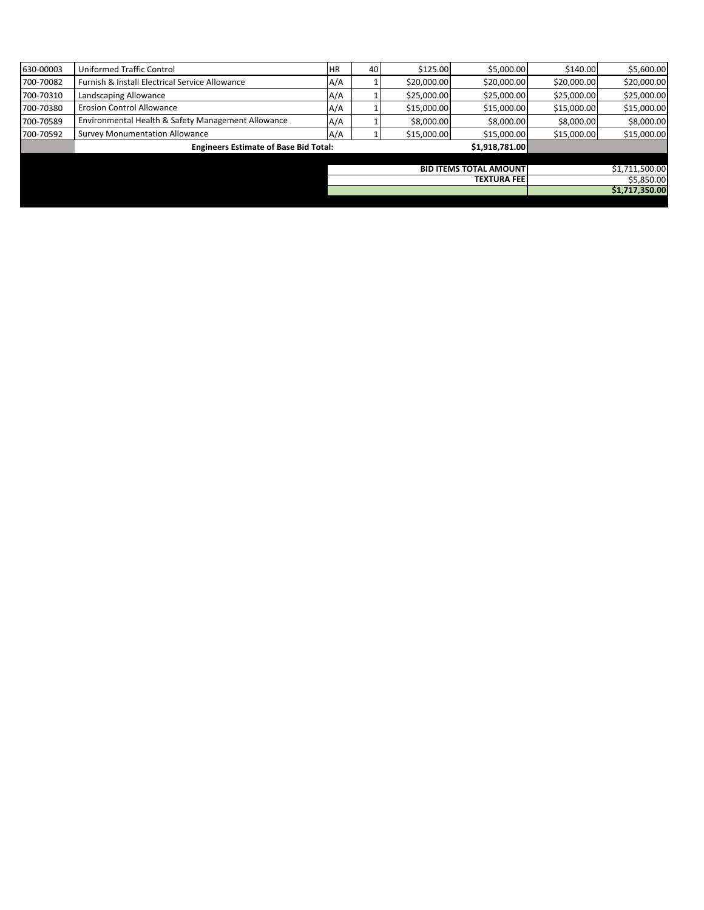| | | | | | | | |
|---|---|---|---|---|---|---|---|
| 630-00003 | Uniformed Traffic Control | HR | 40 | $125.00 | $5,000.00 | $140.00 | $5,600.00 |
| 700-70082 | Furnish & Install Electrical Service Allowance | A/A | 1 | $20,000.00 | $20,000.00 | $20,000.00 | $20,000.00 |
| 700-70310 | Landscaping Allowance | A/A | 1 | $25,000.00 | $25,000.00 | $25,000.00 | $25,000.00 |
| 700-70380 | Erosion Control Allowance | A/A | 1 | $15,000.00 | $15,000.00 | $15,000.00 | $15,000.00 |
| 700-70589 | Environmental Health & Safety Management Allowance | A/A | 1 | $8,000.00 | $8,000.00 | $8,000.00 | $8,000.00 |
| 700-70592 | Survey Monumentation Allowance | A/A | 1 | $15,000.00 | $15,000.00 | $15,000.00 | $15,000.00 |
| | **Engineers Estimate of Base Bid Total:** | | | | **$1,918,781.00** | | |
| | | | | | **BID ITEMS TOTAL AMOUNT** | | $1,711,500.00 |
| | | | | | **TEXTURA FEE** | | $5,850.00 |
| | | | | | | | **$1,717,350.00** |